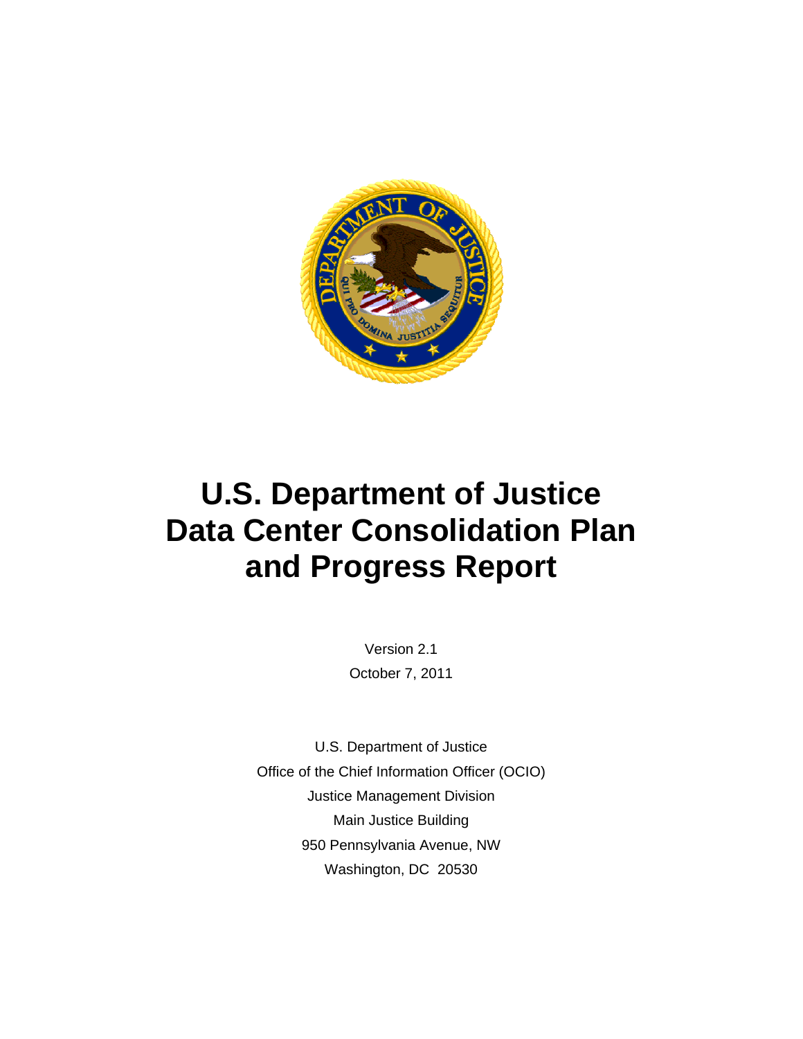# U.S. Department of Justice Data Center Consolidation Plan and Progress Report

Version 2.1

October 7, 2011

U.S. Department of Justice

Office of the Chief Information Officer (OCIO)

Justice Management Division

Main Justice Building

950 Pennsylvania Avenue, NW

Washington, DC 20530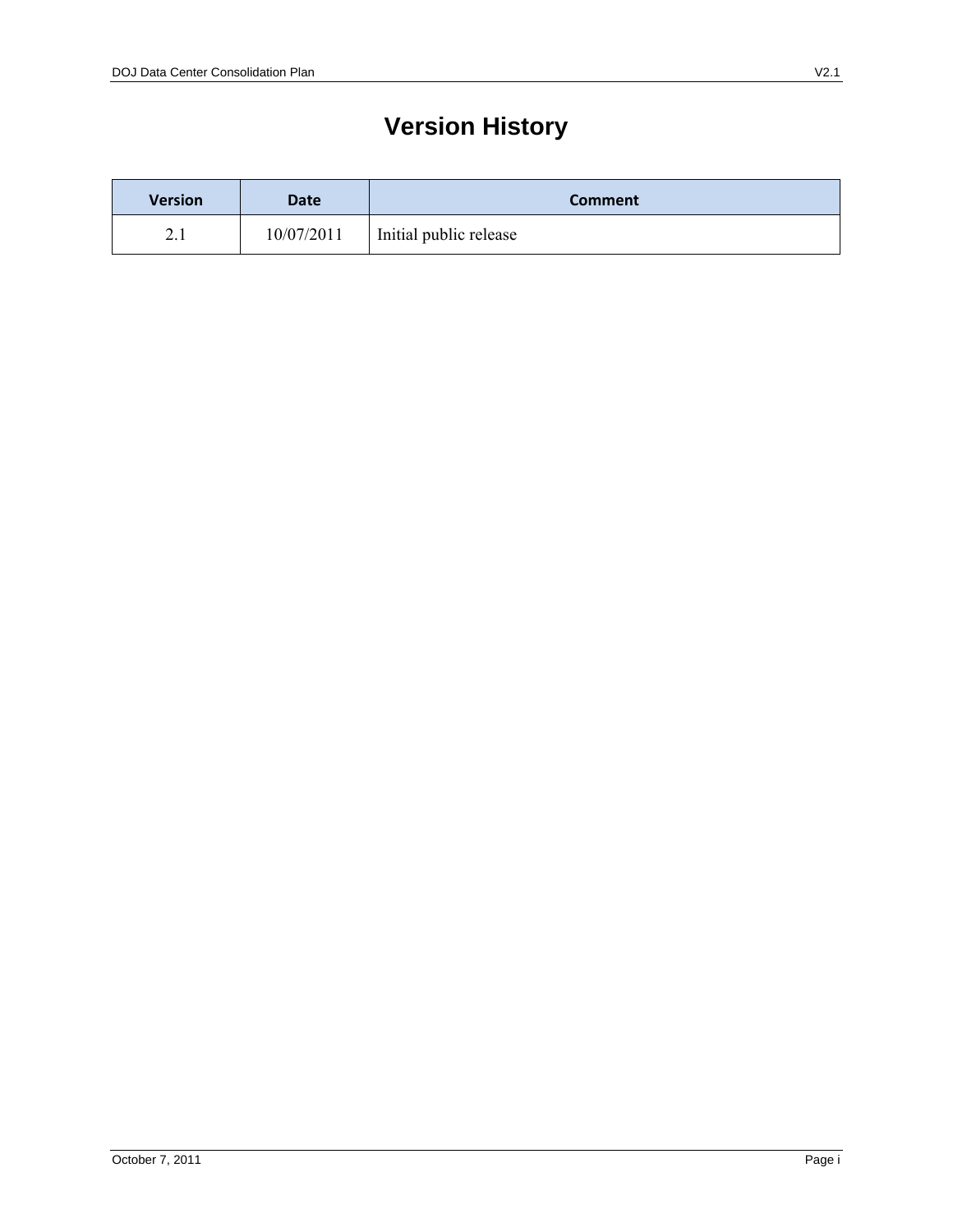# Version History

| Version | Date | Comment |
|---|---|---|
| 2.1 | 10/07/2011 | Initial public release |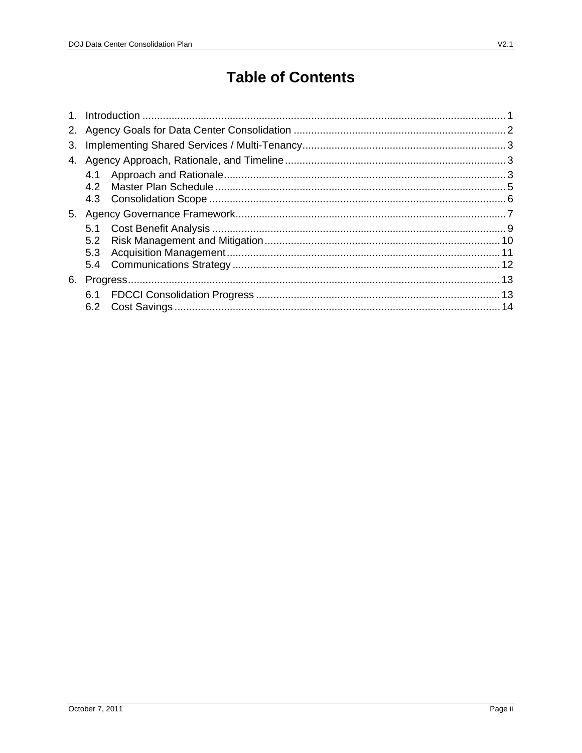# Table of Contents

1. Introduction ..... 1
2. Agency Goals for Data Center Consolidation ..... 2
3. Implementing Shared Services / Multi-Tenancy ..... 3
4. Agency Approach, Rationale, and Timeline ..... 3
    - 4.1 Approach and Rationale ..... 3
    - 4.2 Master Plan Schedule ..... 5
    - 4.3 Consolidation Scope ..... 6
5. Agency Governance Framework ..... 7
    - 5.1 Cost Benefit Analysis ..... 9
    - 5.2 Risk Management and Mitigation ..... 10
    - 5.3 Acquisition Management ..... 11
    - 5.4 Communications Strategy ..... 12
6. Progress ..... 13
    - 6.1 FDCCI Consolidation Progress ..... 13
    - 6.2 Cost Savings ..... 14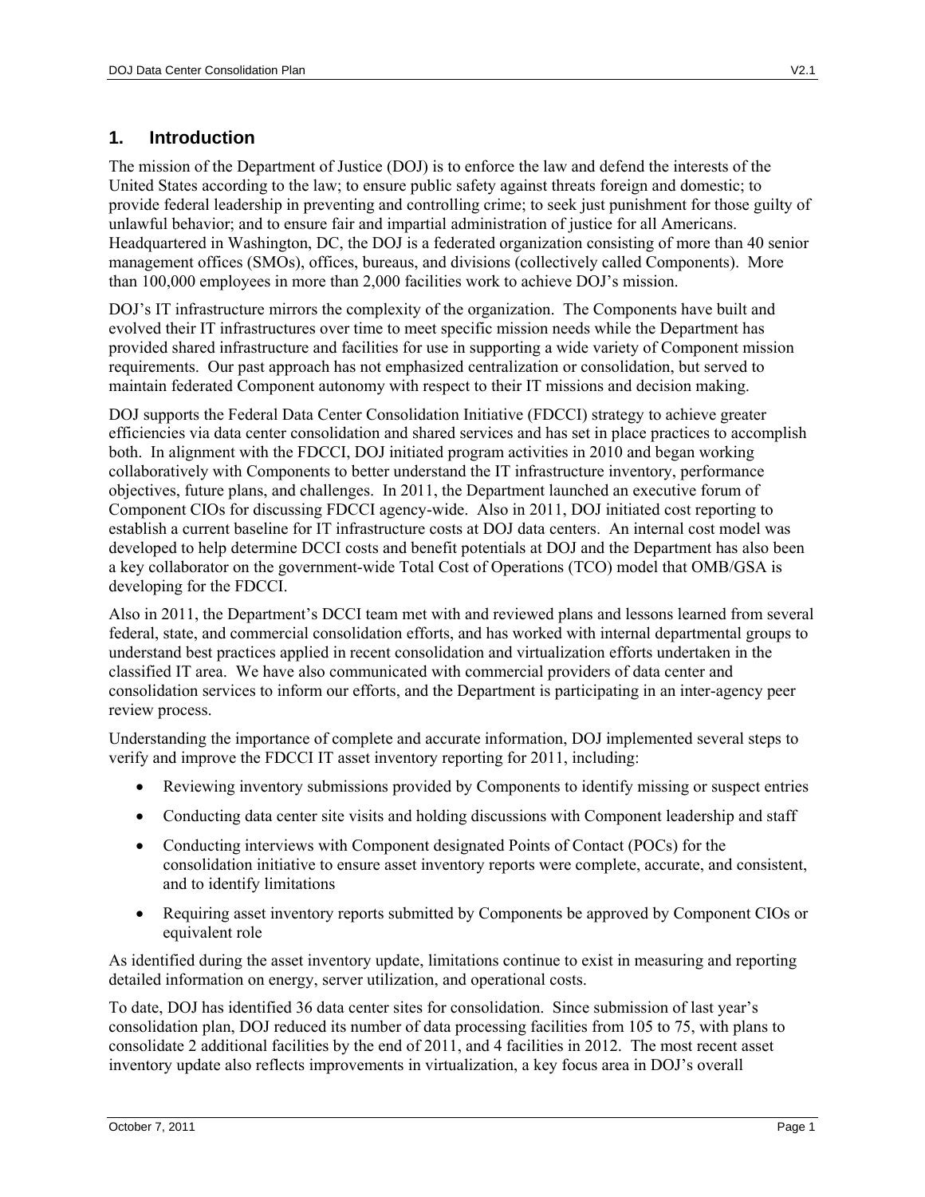# 1. Introduction

The mission of the Department of Justice (DOJ) is to enforce the law and defend the interests of the United States according to the law; to ensure public safety against threats foreign and domestic; to provide federal leadership in preventing and controlling crime; to seek just punishment for those guilty of unlawful behavior; and to ensure fair and impartial administration of justice for all Americans. Headquartered in Washington, DC, the DOJ is a federated organization consisting of more than 40 senior management offices (SMOs), offices, bureaus, and divisions (collectively called Components). More than 100,000 employees in more than 2,000 facilities work to achieve DOJ's mission.

DOJ's IT infrastructure mirrors the complexity of the organization. The Components have built and evolved their IT infrastructures over time to meet specific mission needs while the Department has provided shared infrastructure and facilities for use in supporting a wide variety of Component mission requirements. Our past approach has not emphasized centralization or consolidation, but served to maintain federated Component autonomy with respect to their IT missions and decision making.

DOJ supports the Federal Data Center Consolidation Initiative (FDCCI) strategy to achieve greater efficiencies via data center consolidation and shared services and has set in place practices to accomplish both. In alignment with the FDCCI, DOJ initiated program activities in 2010 and began working collaboratively with Components to better understand the IT infrastructure inventory, performance objectives, future plans, and challenges. In 2011, the Department launched an executive forum of Component CIOs for discussing FDCCI agency-wide. Also in 2011, DOJ initiated cost reporting to establish a current baseline for IT infrastructure costs at DOJ data centers. An internal cost model was developed to help determine DCCI costs and benefit potentials at DOJ and the Department has also been a key collaborator on the government-wide Total Cost of Operations (TCO) model that OMB/GSA is developing for the FDCCI.

Also in 2011, the Department's DCCI team met with and reviewed plans and lessons learned from several federal, state, and commercial consolidation efforts, and has worked with internal departmental groups to understand best practices applied in recent consolidation and virtualization efforts undertaken in the classified IT area. We have also communicated with commercial providers of data center and consolidation services to inform our efforts, and the Department is participating in an inter-agency peer review process.

Understanding the importance of complete and accurate information, DOJ implemented several steps to verify and improve the FDCCI IT asset inventory reporting for 2011, including:

- Reviewing inventory submissions provided by Components to identify missing or suspect entries
- Conducting data center site visits and holding discussions with Component leadership and staff
- Conducting interviews with Component designated Points of Contact (POCs) for the consolidation initiative to ensure asset inventory reports were complete, accurate, and consistent, and to identify limitations
- Requiring asset inventory reports submitted by Components be approved by Component CIOs or equivalent role

As identified during the asset inventory update, limitations continue to exist in measuring and reporting detailed information on energy, server utilization, and operational costs.

To date, DOJ has identified 36 data center sites for consolidation. Since submission of last year's consolidation plan, DOJ reduced its number of data processing facilities from 105 to 75, with plans to consolidate 2 additional facilities by the end of 2011, and 4 facilities in 2012. The most recent asset inventory update also reflects improvements in virtualization, a key focus area in DOJ's overall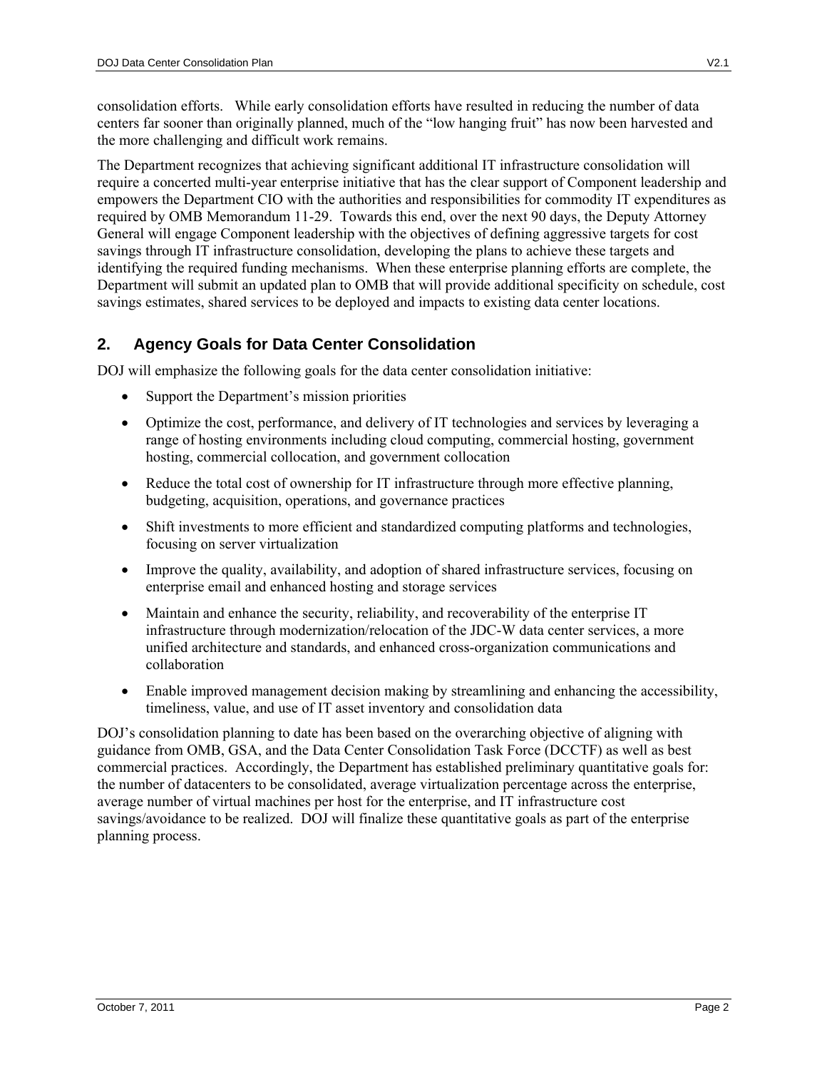consolidation efforts. While early consolidation efforts have resulted in reducing the number of data centers far sooner than originally planned, much of the "low hanging fruit" has now been harvested and the more challenging and difficult work remains.

The Department recognizes that achieving significant additional IT infrastructure consolidation will require a concerted multi-year enterprise initiative that has the clear support of Component leadership and empowers the Department CIO with the authorities and responsibilities for commodity IT expenditures as required by OMB Memorandum 11-29. Towards this end, over the next 90 days, the Deputy Attorney General will engage Component leadership with the objectives of defining aggressive targets for cost savings through IT infrastructure consolidation, developing the plans to achieve these targets and identifying the required funding mechanisms. When these enterprise planning efforts are complete, the Department will submit an updated plan to OMB that will provide additional specificity on schedule, cost savings estimates, shared services to be deployed and impacts to existing data center locations.

## 2. Agency Goals for Data Center Consolidation

DOJ will emphasize the following goals for the data center consolidation initiative:

- Support the Department's mission priorities
- Optimize the cost, performance, and delivery of IT technologies and services by leveraging a range of hosting environments including cloud computing, commercial hosting, government hosting, commercial collocation, and government collocation
- Reduce the total cost of ownership for IT infrastructure through more effective planning, budgeting, acquisition, operations, and governance practices
- Shift investments to more efficient and standardized computing platforms and technologies, focusing on server virtualization
- Improve the quality, availability, and adoption of shared infrastructure services, focusing on enterprise email and enhanced hosting and storage services
- Maintain and enhance the security, reliability, and recoverability of the enterprise IT infrastructure through modernization/relocation of the JDC-W data center services, a more unified architecture and standards, and enhanced cross-organization communications and collaboration
- Enable improved management decision making by streamlining and enhancing the accessibility, timeliness, value, and use of IT asset inventory and consolidation data

DOJ's consolidation planning to date has been based on the overarching objective of aligning with guidance from OMB, GSA, and the Data Center Consolidation Task Force (DCCTF) as well as best commercial practices. Accordingly, the Department has established preliminary quantitative goals for: the number of datacenters to be consolidated, average virtualization percentage across the enterprise, average number of virtual machines per host for the enterprise, and IT infrastructure cost savings/avoidance to be realized. DOJ will finalize these quantitative goals as part of the enterprise planning process.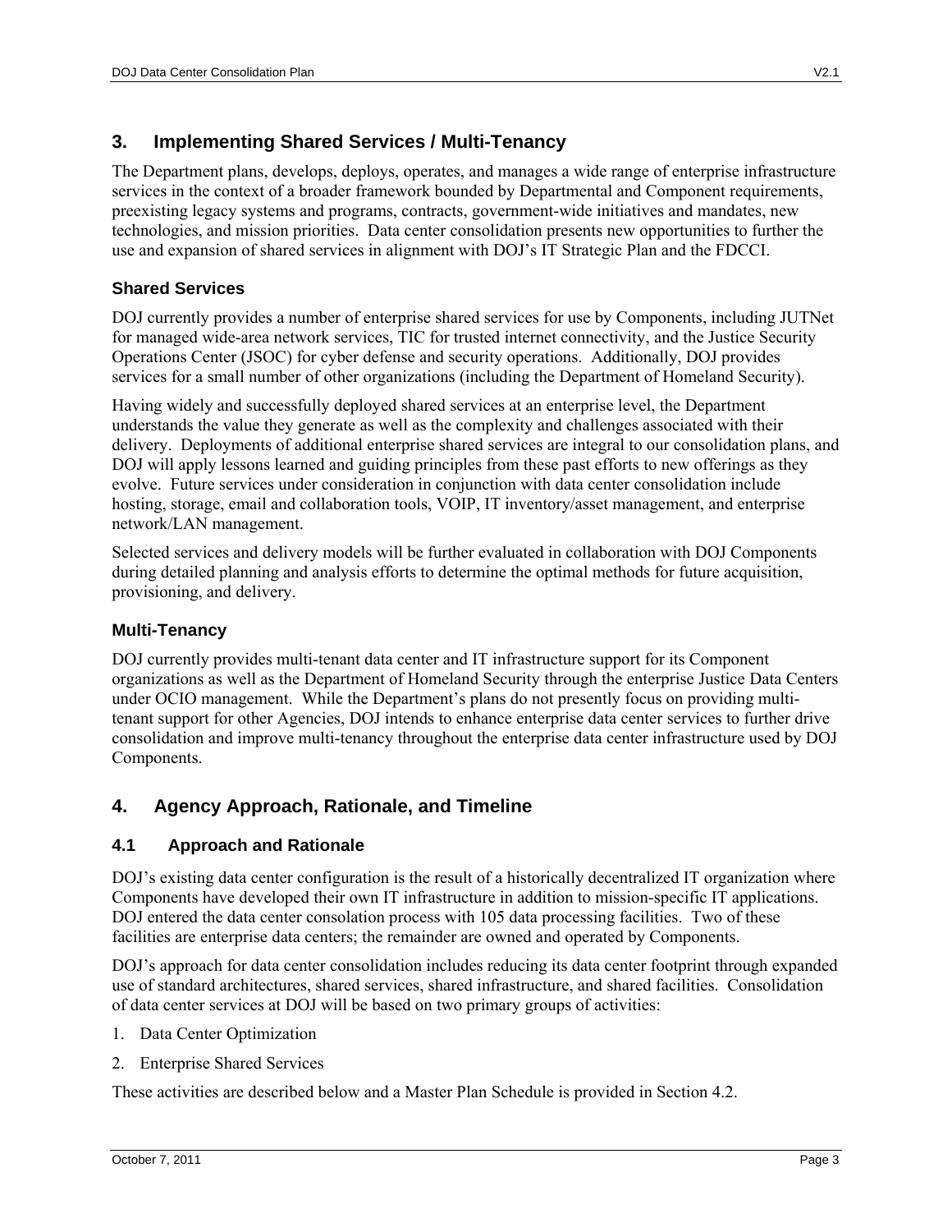## 3. Implementing Shared Services / Multi-Tenancy

The Department plans, develops, deploys, operates, and manages a wide range of enterprise infrastructure services in the context of a broader framework bounded by Departmental and Component requirements, preexisting legacy systems and programs, contracts, government-wide initiatives and mandates, new technologies, and mission priorities. Data center consolidation presents new opportunities to further the use and expansion of shared services in alignment with DOJ's IT Strategic Plan and the FDCCI.

### Shared Services

DOJ currently provides a number of enterprise shared services for use by Components, including JUTNet for managed wide-area network services, TIC for trusted internet connectivity, and the Justice Security Operations Center (JSOC) for cyber defense and security operations. Additionally, DOJ provides services for a small number of other organizations (including the Department of Homeland Security).

Having widely and successfully deployed shared services at an enterprise level, the Department understands the value they generate as well as the complexity and challenges associated with their delivery. Deployments of additional enterprise shared services are integral to our consolidation plans, and DOJ will apply lessons learned and guiding principles from these past efforts to new offerings as they evolve. Future services under consideration in conjunction with data center consolidation include hosting, storage, email and collaboration tools, VOIP, IT inventory/asset management, and enterprise network/LAN management.

Selected services and delivery models will be further evaluated in collaboration with DOJ Components during detailed planning and analysis efforts to determine the optimal methods for future acquisition, provisioning, and delivery.

### Multi-Tenancy

DOJ currently provides multi-tenant data center and IT infrastructure support for its Component organizations as well as the Department of Homeland Security through the enterprise Justice Data Centers under OCIO management. While the Department's plans do not presently focus on providing multi-tenant support for other Agencies, DOJ intends to enhance enterprise data center services to further drive consolidation and improve multi-tenancy throughout the enterprise data center infrastructure used by DOJ Components.

## 4. Agency Approach, Rationale, and Timeline

### 4.1 Approach and Rationale

DOJ's existing data center configuration is the result of a historically decentralized IT organization where Components have developed their own IT infrastructure in addition to mission-specific IT applications. DOJ entered the data center consolation process with 105 data processing facilities. Two of these facilities are enterprise data centers; the remainder are owned and operated by Components.

DOJ's approach for data center consolidation includes reducing its data center footprint through expanded use of standard architectures, shared services, shared infrastructure, and shared facilities. Consolidation of data center services at DOJ will be based on two primary groups of activities:

1. Data Center Optimization
2. Enterprise Shared Services

These activities are described below and a Master Plan Schedule is provided in Section 4.2.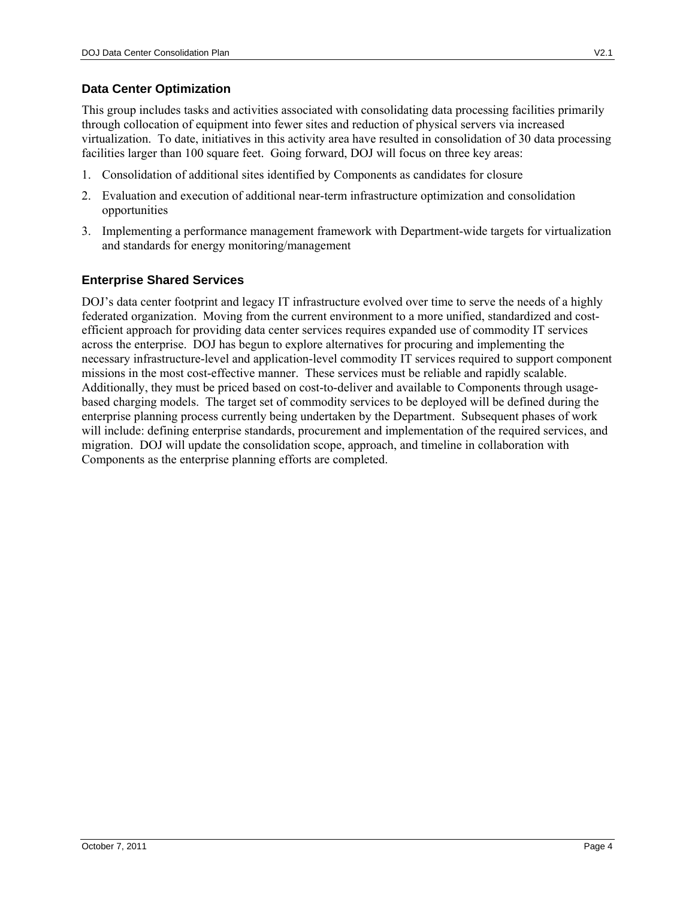### Data Center Optimization

This group includes tasks and activities associated with consolidating data processing facilities primarily through collocation of equipment into fewer sites and reduction of physical servers via increased virtualization. To date, initiatives in this activity area have resulted in consolidation of 30 data processing facilities larger than 100 square feet. Going forward, DOJ will focus on three key areas:

1. Consolidation of additional sites identified by Components as candidates for closure
2. Evaluation and execution of additional near-term infrastructure optimization and consolidation opportunities
3. Implementing a performance management framework with Department-wide targets for virtualization and standards for energy monitoring/management

### Enterprise Shared Services

DOJ's data center footprint and legacy IT infrastructure evolved over time to serve the needs of a highly federated organization. Moving from the current environment to a more unified, standardized and cost-efficient approach for providing data center services requires expanded use of commodity IT services across the enterprise. DOJ has begun to explore alternatives for procuring and implementing the necessary infrastructure-level and application-level commodity IT services required to support component missions in the most cost-effective manner. These services must be reliable and rapidly scalable. Additionally, they must be priced based on cost-to-deliver and available to Components through usage-based charging models. The target set of commodity services to be deployed will be defined during the enterprise planning process currently being undertaken by the Department. Subsequent phases of work will include: defining enterprise standards, procurement and implementation of the required services, and migration. DOJ will update the consolidation scope, approach, and timeline in collaboration with Components as the enterprise planning efforts are completed.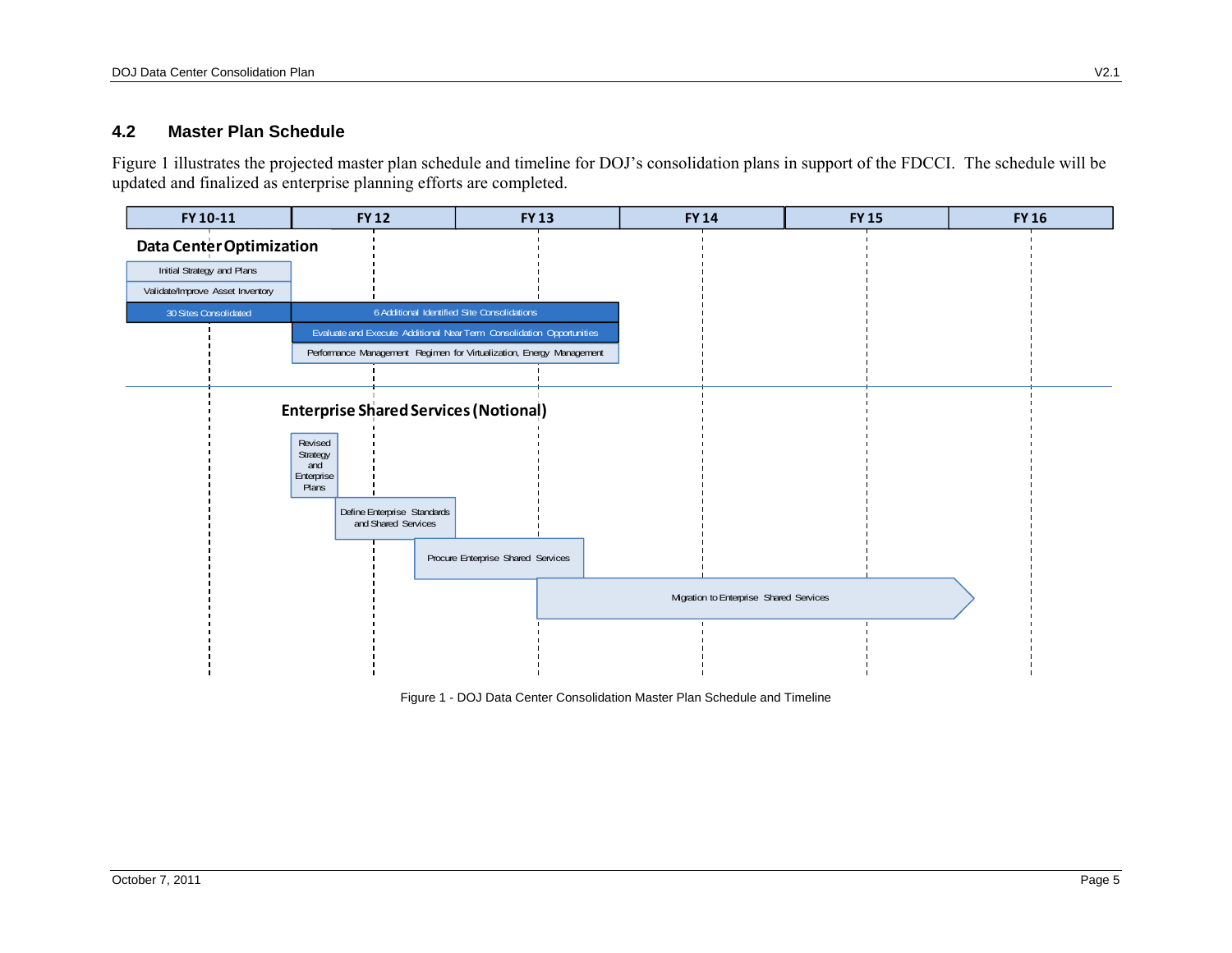## 4.2 Master Plan Schedule

Figure 1 illustrates the projected master plan schedule and timeline for DOJ's consolidation plans in support of the FDCCI. The schedule will be updated and finalized as enterprise planning efforts are completed.

| FY 10-11 | FY 12 | FY 13 | FY 14 | FY 15 | FY 16 |
|---|---|---|---|---|---|

**Data Center Optimization**

- Initial Strategy and Plans
- Validate/Improve Asset Inventory
- 30 Sites Consolidated
- 6 Additional Identified Site Consolidations
- Evaluate and Execute Additional Near Term Consolidation Opportunities
- Performance Management Regimen for Virtualization, Energy Management

**Enterprise Shared Services (Notional)**

- Revised Strategy and Enterprise Plans
- Define Enterprise Standards and Shared Services
- Procure Enterprise Shared Services
- Migration to Enterprise Shared Services

Figure 1 - DOJ Data Center Consolidation Master Plan Schedule and Timeline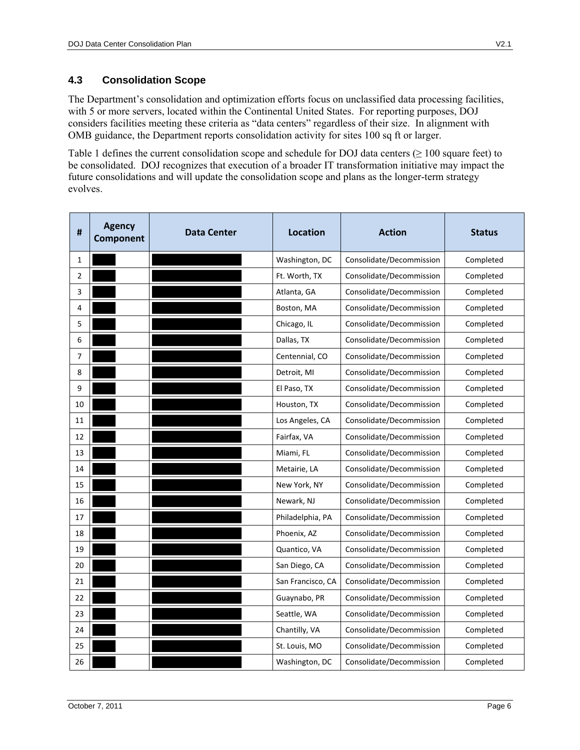### 4.3 Consolidation Scope

The Department's consolidation and optimization efforts focus on unclassified data processing facilities, with 5 or more servers, located within the Continental United States. For reporting purposes, DOJ considers facilities meeting these criteria as "data centers" regardless of their size. In alignment with OMB guidance, the Department reports consolidation activity for sites 100 sq ft or larger.

Table 1 defines the current consolidation scope and schedule for DOJ data centers (≥ 100 square feet) to be consolidated. DOJ recognizes that execution of a broader IT transformation initiative may impact the future consolidations and will update the consolidation scope and plans as the longer-term strategy evolves.

| # | Agency Component | Data Center | Location | Action | Status |
|---|---|---|---|---|---|
| 1 | | | Washington, DC | Consolidate/Decommission | Completed |
| 2 | | | Ft. Worth, TX | Consolidate/Decommission | Completed |
| 3 | | | Atlanta, GA | Consolidate/Decommission | Completed |
| 4 | | | Boston, MA | Consolidate/Decommission | Completed |
| 5 | | | Chicago, IL | Consolidate/Decommission | Completed |
| 6 | | | Dallas, TX | Consolidate/Decommission | Completed |
| 7 | | | Centennial, CO | Consolidate/Decommission | Completed |
| 8 | | | Detroit, MI | Consolidate/Decommission | Completed |
| 9 | | | El Paso, TX | Consolidate/Decommission | Completed |
| 10 | | | Houston, TX | Consolidate/Decommission | Completed |
| 11 | | | Los Angeles, CA | Consolidate/Decommission | Completed |
| 12 | | | Fairfax, VA | Consolidate/Decommission | Completed |
| 13 | | | Miami, FL | Consolidate/Decommission | Completed |
| 14 | | | Metairie, LA | Consolidate/Decommission | Completed |
| 15 | | | New York, NY | Consolidate/Decommission | Completed |
| 16 | | | Newark, NJ | Consolidate/Decommission | Completed |
| 17 | | | Philadelphia, PA | Consolidate/Decommission | Completed |
| 18 | | | Phoenix, AZ | Consolidate/Decommission | Completed |
| 19 | | | Quantico, VA | Consolidate/Decommission | Completed |
| 20 | | | San Diego, CA | Consolidate/Decommission | Completed |
| 21 | | | San Francisco, CA | Consolidate/Decommission | Completed |
| 22 | | | Guaynabo, PR | Consolidate/Decommission | Completed |
| 23 | | | Seattle, WA | Consolidate/Decommission | Completed |
| 24 | | | Chantilly, VA | Consolidate/Decommission | Completed |
| 25 | | | St. Louis, MO | Consolidate/Decommission | Completed |
| 26 | | | Washington, DC | Consolidate/Decommission | Completed |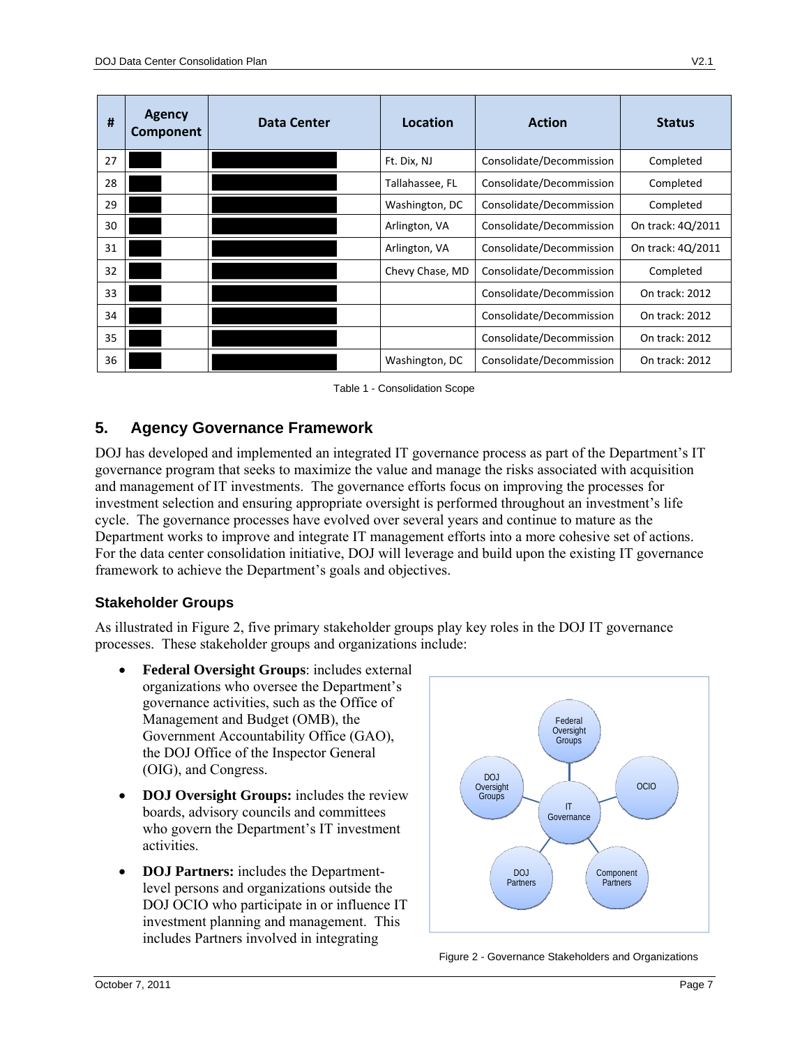| # | Agency Component | Data Center | Location | Action | Status |
|---|---|---|---|---|---|
| 27 | | | Ft. Dix, NJ | Consolidate/Decommission | Completed |
| 28 | | | Tallahassee, FL | Consolidate/Decommission | Completed |
| 29 | | | Washington, DC | Consolidate/Decommission | Completed |
| 30 | | | Arlington, VA | Consolidate/Decommission | On track: 4Q/2011 |
| 31 | | | Arlington, VA | Consolidate/Decommission | On track: 4Q/2011 |
| 32 | | | Chevy Chase, MD | Consolidate/Decommission | Completed |
| 33 | | | | Consolidate/Decommission | On track: 2012 |
| 34 | | | | Consolidate/Decommission | On track: 2012 |
| 35 | | | | Consolidate/Decommission | On track: 2012 |
| 36 | | | Washington, DC | Consolidate/Decommission | On track: 2012 |

Table 1 - Consolidation Scope

## 5. Agency Governance Framework

DOJ has developed and implemented an integrated IT governance process as part of the Department's IT governance program that seeks to maximize the value and manage the risks associated with acquisition and management of IT investments. The governance efforts focus on improving the processes for investment selection and ensuring appropriate oversight is performed throughout an investment's life cycle. The governance processes have evolved over several years and continue to mature as the Department works to improve and integrate IT management efforts into a more cohesive set of actions. For the data center consolidation initiative, DOJ will leverage and build upon the existing IT governance framework to achieve the Department's goals and objectives.

### Stakeholder Groups

As illustrated in Figure 2, five primary stakeholder groups play key roles in the DOJ IT governance processes. These stakeholder groups and organizations include:

- **Federal Oversight Groups**: includes external organizations who oversee the Department's governance activities, such as the Office of Management and Budget (OMB), the Government Accountability Office (GAO), the DOJ Office of the Inspector General (OIG), and Congress.
- **DOJ Oversight Groups:** includes the review boards, advisory councils and committees who govern the Department's IT investment activities.
- **DOJ Partners:** includes the Department-level persons and organizations outside the DOJ OCIO who participate in or influence IT investment planning and management. This includes Partners involved in integrating

Figure 2 - Governance Stakeholders and Organizations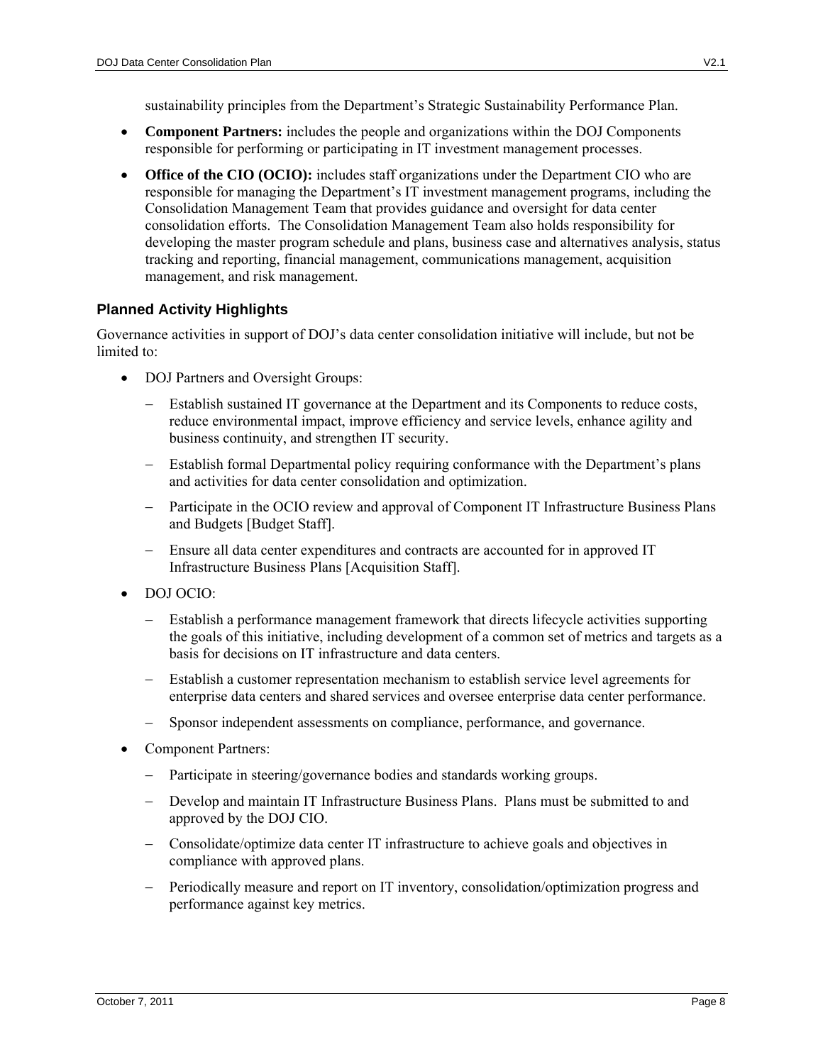sustainability principles from the Department's Strategic Sustainability Performance Plan.

- **Component Partners:** includes the people and organizations within the DOJ Components responsible for performing or participating in IT investment management processes.
- **Office of the CIO (OCIO):** includes staff organizations under the Department CIO who are responsible for managing the Department's IT investment management programs, including the Consolidation Management Team that provides guidance and oversight for data center consolidation efforts. The Consolidation Management Team also holds responsibility for developing the master program schedule and plans, business case and alternatives analysis, status tracking and reporting, financial management, communications management, acquisition management, and risk management.

### Planned Activity Highlights

Governance activities in support of DOJ's data center consolidation initiative will include, but not be limited to:

- DOJ Partners and Oversight Groups:
  - Establish sustained IT governance at the Department and its Components to reduce costs, reduce environmental impact, improve efficiency and service levels, enhance agility and business continuity, and strengthen IT security.
  - Establish formal Departmental policy requiring conformance with the Department's plans and activities for data center consolidation and optimization.
  - Participate in the OCIO review and approval of Component IT Infrastructure Business Plans and Budgets [Budget Staff].
  - Ensure all data center expenditures and contracts are accounted for in approved IT Infrastructure Business Plans [Acquisition Staff].
- DOJ OCIO:
  - Establish a performance management framework that directs lifecycle activities supporting the goals of this initiative, including development of a common set of metrics and targets as a basis for decisions on IT infrastructure and data centers.
  - Establish a customer representation mechanism to establish service level agreements for enterprise data centers and shared services and oversee enterprise data center performance.
  - Sponsor independent assessments on compliance, performance, and governance.
- Component Partners:
  - Participate in steering/governance bodies and standards working groups.
  - Develop and maintain IT Infrastructure Business Plans. Plans must be submitted to and approved by the DOJ CIO.
  - Consolidate/optimize data center IT infrastructure to achieve goals and objectives in compliance with approved plans.
  - Periodically measure and report on IT inventory, consolidation/optimization progress and performance against key metrics.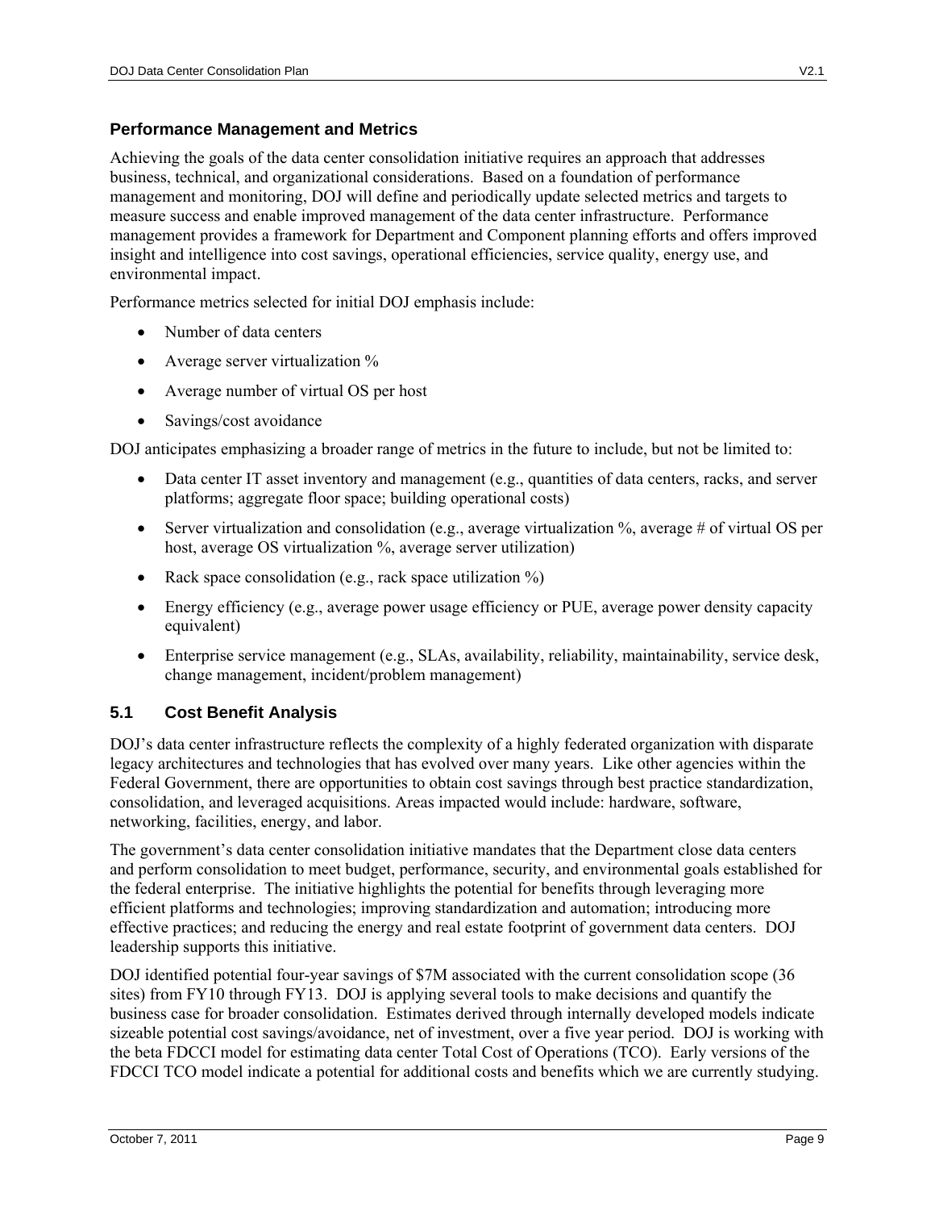### Performance Management and Metrics

Achieving the goals of the data center consolidation initiative requires an approach that addresses business, technical, and organizational considerations. Based on a foundation of performance management and monitoring, DOJ will define and periodically update selected metrics and targets to measure success and enable improved management of the data center infrastructure. Performance management provides a framework for Department and Component planning efforts and offers improved insight and intelligence into cost savings, operational efficiencies, service quality, energy use, and environmental impact.

Performance metrics selected for initial DOJ emphasis include:

- Number of data centers
- Average server virtualization %
- Average number of virtual OS per host
- Savings/cost avoidance

DOJ anticipates emphasizing a broader range of metrics in the future to include, but not be limited to:

- Data center IT asset inventory and management (e.g., quantities of data centers, racks, and server platforms; aggregate floor space; building operational costs)
- Server virtualization and consolidation (e.g., average virtualization %, average # of virtual OS per host, average OS virtualization %, average server utilization)
- Rack space consolidation (e.g., rack space utilization %)
- Energy efficiency (e.g., average power usage efficiency or PUE, average power density capacity equivalent)
- Enterprise service management (e.g., SLAs, availability, reliability, maintainability, service desk, change management, incident/problem management)

## 5.1 Cost Benefit Analysis

DOJ's data center infrastructure reflects the complexity of a highly federated organization with disparate legacy architectures and technologies that has evolved over many years. Like other agencies within the Federal Government, there are opportunities to obtain cost savings through best practice standardization, consolidation, and leveraged acquisitions. Areas impacted would include: hardware, software, networking, facilities, energy, and labor.

The government's data center consolidation initiative mandates that the Department close data centers and perform consolidation to meet budget, performance, security, and environmental goals established for the federal enterprise. The initiative highlights the potential for benefits through leveraging more efficient platforms and technologies; improving standardization and automation; introducing more effective practices; and reducing the energy and real estate footprint of government data centers. DOJ leadership supports this initiative.

DOJ identified potential four-year savings of $7M associated with the current consolidation scope (36 sites) from FY10 through FY13. DOJ is applying several tools to make decisions and quantify the business case for broader consolidation. Estimates derived through internally developed models indicate sizeable potential cost savings/avoidance, net of investment, over a five year period. DOJ is working with the beta FDCCI model for estimating data center Total Cost of Operations (TCO). Early versions of the FDCCI TCO model indicate a potential for additional costs and benefits which we are currently studying.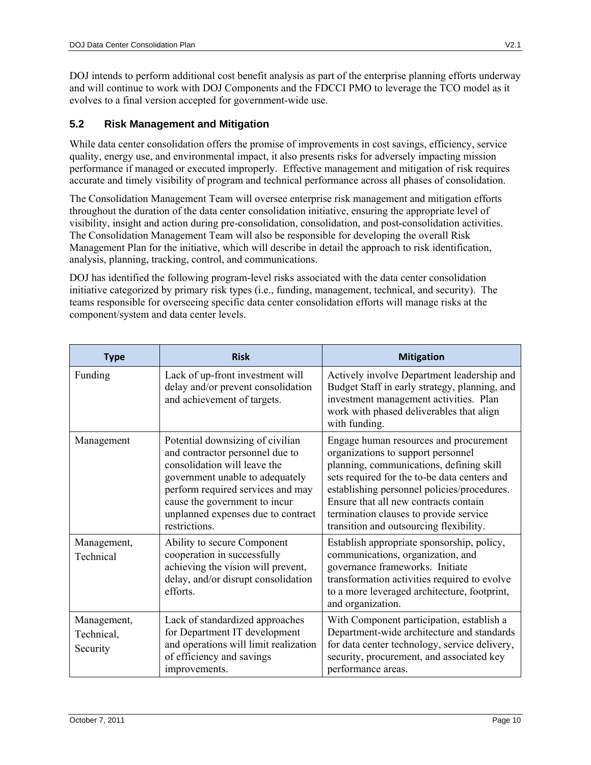DOJ intends to perform additional cost benefit analysis as part of the enterprise planning efforts underway and will continue to work with DOJ Components and the FDCCI PMO to leverage the TCO model as it evolves to a final version accepted for government-wide use.

## 5.2 Risk Management and Mitigation

While data center consolidation offers the promise of improvements in cost savings, efficiency, service quality, energy use, and environmental impact, it also presents risks for adversely impacting mission performance if managed or executed improperly. Effective management and mitigation of risk requires accurate and timely visibility of program and technical performance across all phases of consolidation.

The Consolidation Management Team will oversee enterprise risk management and mitigation efforts throughout the duration of the data center consolidation initiative, ensuring the appropriate level of visibility, insight and action during pre-consolidation, consolidation, and post-consolidation activities. The Consolidation Management Team will also be responsible for developing the overall Risk Management Plan for the initiative, which will describe in detail the approach to risk identification, analysis, planning, tracking, control, and communications.

DOJ has identified the following program-level risks associated with the data center consolidation initiative categorized by primary risk types (i.e., funding, management, technical, and security). The teams responsible for overseeing specific data center consolidation efforts will manage risks at the component/system and data center levels.

| Type | Risk | Mitigation |
|---|---|---|
| Funding | Lack of up-front investment will delay and/or prevent consolidation and achievement of targets. | Actively involve Department leadership and Budget Staff in early strategy, planning, and investment management activities. Plan work with phased deliverables that align with funding. |
| Management | Potential downsizing of civilian and contractor personnel due to consolidation will leave the government unable to adequately perform required services and may cause the government to incur unplanned expenses due to contract restrictions. | Engage human resources and procurement organizations to support personnel planning, communications, defining skill sets required for the to-be data centers and establishing personnel policies/procedures. Ensure that all new contracts contain termination clauses to provide service transition and outsourcing flexibility. |
| Management, Technical | Ability to secure Component cooperation in successfully achieving the vision will prevent, delay, and/or disrupt consolidation efforts. | Establish appropriate sponsorship, policy, communications, organization, and governance frameworks. Initiate transformation activities required to evolve to a more leveraged architecture, footprint, and organization. |
| Management, Technical, Security | Lack of standardized approaches for Department IT development and operations will limit realization of efficiency and savings improvements. | With Component participation, establish a Department-wide architecture and standards for data center technology, service delivery, security, procurement, and associated key performance areas. |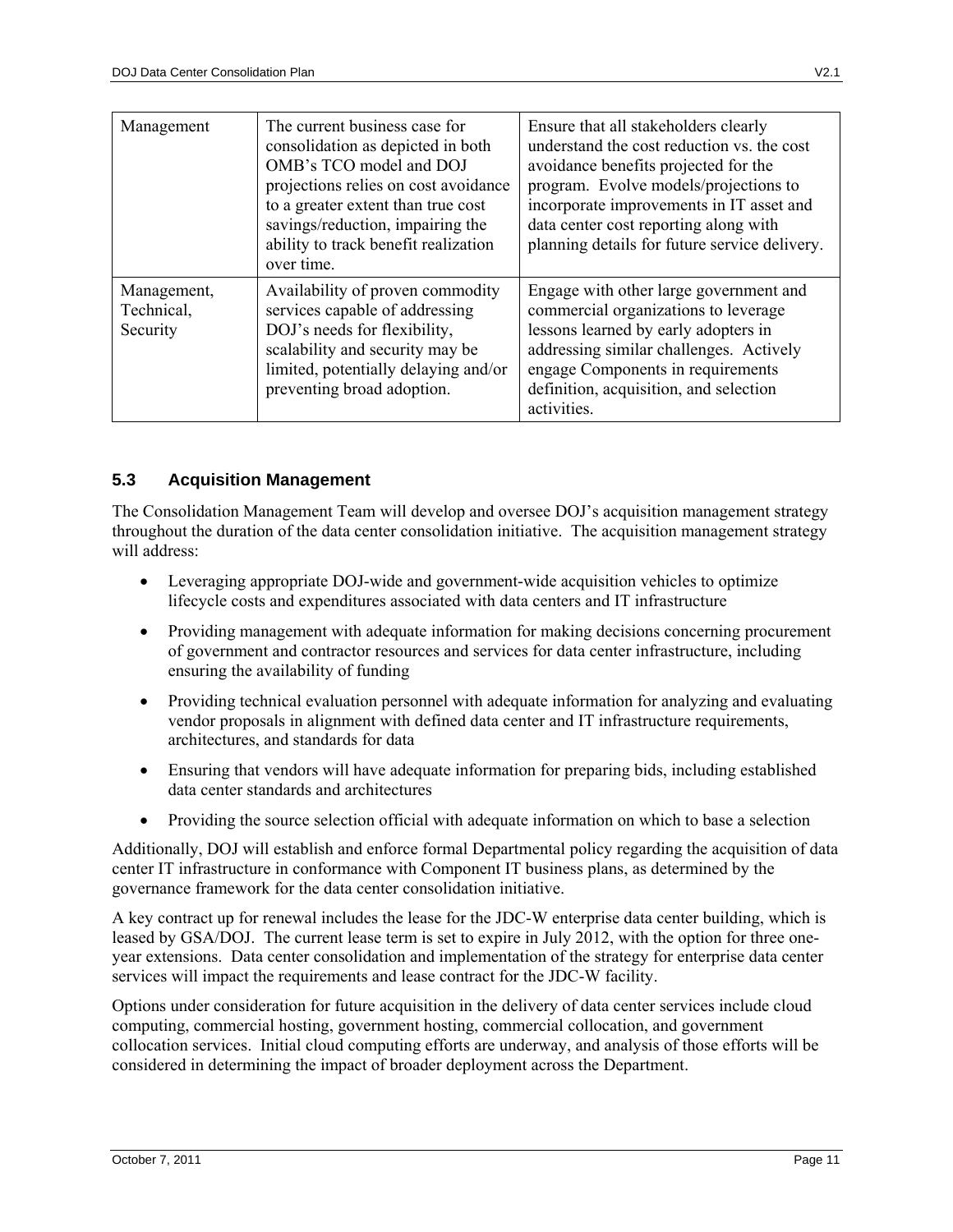| Management | The current business case for consolidation as depicted in both OMB's TCO model and DOJ projections relies on cost avoidance to a greater extent than true cost savings/reduction, impairing the ability to track benefit realization over time. | Ensure that all stakeholders clearly understand the cost reduction vs. the cost avoidance benefits projected for the program. Evolve models/projections to incorporate improvements in IT asset and data center cost reporting along with planning details for future service delivery. |
|---|---|---|
| Management, Technical, Security | Availability of proven commodity services capable of addressing DOJ's needs for flexibility, scalability and security may be limited, potentially delaying and/or preventing broad adoption. | Engage with other large government and commercial organizations to leverage lessons learned by early adopters in addressing similar challenges. Actively engage Components in requirements definition, acquisition, and selection activities. |

### 5.3 Acquisition Management

The Consolidation Management Team will develop and oversee DOJ's acquisition management strategy throughout the duration of the data center consolidation initiative. The acquisition management strategy will address:

- Leveraging appropriate DOJ-wide and government-wide acquisition vehicles to optimize lifecycle costs and expenditures associated with data centers and IT infrastructure
- Providing management with adequate information for making decisions concerning procurement of government and contractor resources and services for data center infrastructure, including ensuring the availability of funding
- Providing technical evaluation personnel with adequate information for analyzing and evaluating vendor proposals in alignment with defined data center and IT infrastructure requirements, architectures, and standards for data
- Ensuring that vendors will have adequate information for preparing bids, including established data center standards and architectures
- Providing the source selection official with adequate information on which to base a selection

Additionally, DOJ will establish and enforce formal Departmental policy regarding the acquisition of data center IT infrastructure in conformance with Component IT business plans, as determined by the governance framework for the data center consolidation initiative.

A key contract up for renewal includes the lease for the JDC-W enterprise data center building, which is leased by GSA/DOJ. The current lease term is set to expire in July 2012, with the option for three one-year extensions. Data center consolidation and implementation of the strategy for enterprise data center services will impact the requirements and lease contract for the JDC-W facility.

Options under consideration for future acquisition in the delivery of data center services include cloud computing, commercial hosting, government hosting, commercial collocation, and government collocation services. Initial cloud computing efforts are underway, and analysis of those efforts will be considered in determining the impact of broader deployment across the Department.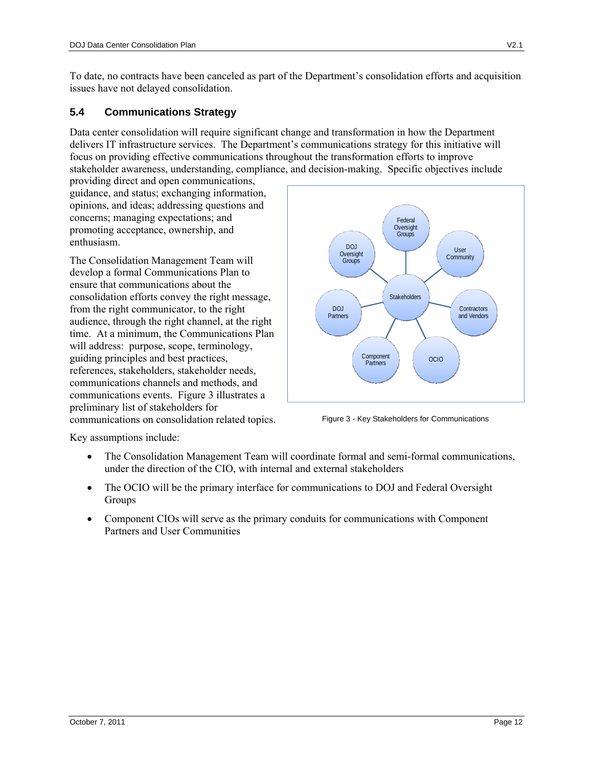To date, no contracts have been canceled as part of the Department's consolidation efforts and acquisition issues have not delayed consolidation.

### 5.4 Communications Strategy

Data center consolidation will require significant change and transformation in how the Department delivers IT infrastructure services. The Department's communications strategy for this initiative will focus on providing effective communications throughout the transformation efforts to improve stakeholder awareness, understanding, compliance, and decision-making. Specific objectives include providing direct and open communications, guidance, and status; exchanging information, opinions, and ideas; addressing questions and concerns; managing expectations; and promoting acceptance, ownership, and enthusiasm.

The Consolidation Management Team will develop a formal Communications Plan to ensure that communications about the consolidation efforts convey the right message, from the right communicator, to the right audience, through the right channel, at the right time. At a minimum, the Communications Plan will address: purpose, scope, terminology, guiding principles and best practices, references, stakeholders, stakeholder needs, communications channels and methods, and communications events. Figure 3 illustrates a preliminary list of stakeholders for communications on consolidation related topics.

Figure 3 - Key Stakeholders for Communications

Key assumptions include:

- The Consolidation Management Team will coordinate formal and semi-formal communications, under the direction of the CIO, with internal and external stakeholders
- The OCIO will be the primary interface for communications to DOJ and Federal Oversight Groups
- Component CIOs will serve as the primary conduits for communications with Component Partners and User Communities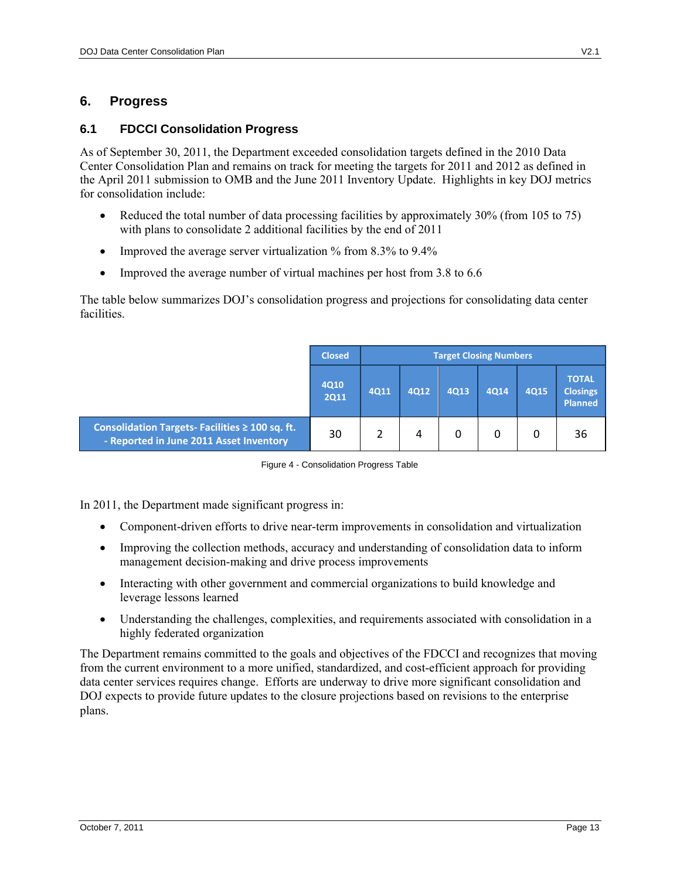# 6. Progress

## 6.1 FDCCI Consolidation Progress

As of September 30, 2011, the Department exceeded consolidation targets defined in the 2010 Data Center Consolidation Plan and remains on track for meeting the targets for 2011 and 2012 as defined in the April 2011 submission to OMB and the June 2011 Inventory Update. Highlights in key DOJ metrics for consolidation include:

- Reduced the total number of data processing facilities by approximately 30% (from 105 to 75) with plans to consolidate 2 additional facilities by the end of 2011
- Improved the average server virtualization % from 8.3% to 9.4%
- Improved the average number of virtual machines per host from 3.8 to 6.6

The table below summarizes DOJ's consolidation progress and projections for consolidating data center facilities.

| | Closed | Target Closing Numbers | | | | | |
|---|---|---|---|---|---|---|---|
| | 4Q10 2Q11 | 4Q11 | 4Q12 | 4Q13 | 4Q14 | 4Q15 | TOTAL Closings Planned |
| Consolidation Targets- Facilities ≥ 100 sq. ft. - Reported in June 2011 Asset Inventory | 30 | 2 | 4 | 0 | 0 | 0 | 36 |

Figure 4 - Consolidation Progress Table

In 2011, the Department made significant progress in:

- Component-driven efforts to drive near-term improvements in consolidation and virtualization
- Improving the collection methods, accuracy and understanding of consolidation data to inform management decision-making and drive process improvements
- Interacting with other government and commercial organizations to build knowledge and leverage lessons learned
- Understanding the challenges, complexities, and requirements associated with consolidation in a highly federated organization

The Department remains committed to the goals and objectives of the FDCCI and recognizes that moving from the current environment to a more unified, standardized, and cost-efficient approach for providing data center services requires change. Efforts are underway to drive more significant consolidation and DOJ expects to provide future updates to the closure projections based on revisions to the enterprise plans.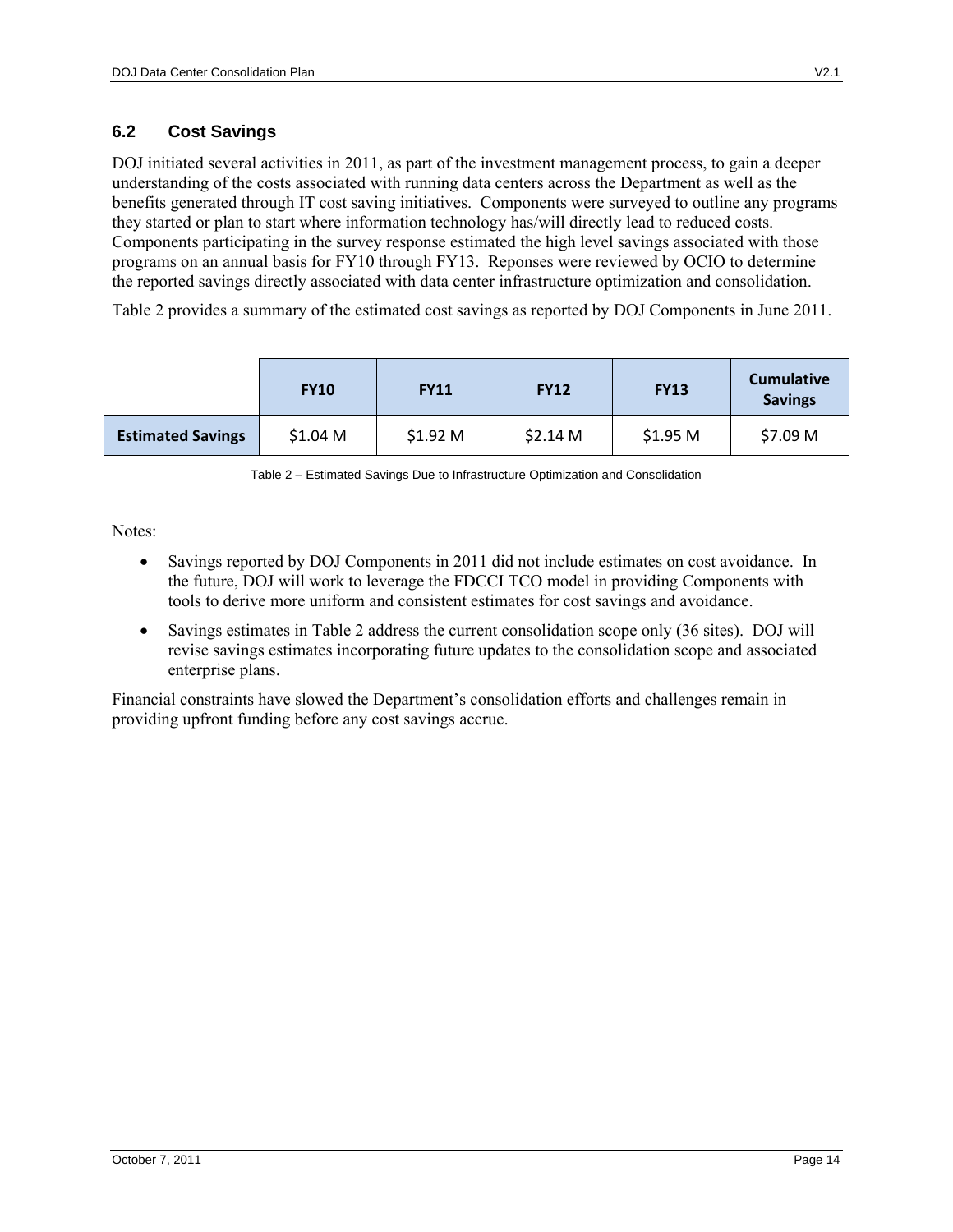## 6.2 Cost Savings

DOJ initiated several activities in 2011, as part of the investment management process, to gain a deeper understanding of the costs associated with running data centers across the Department as well as the benefits generated through IT cost saving initiatives. Components were surveyed to outline any programs they started or plan to start where information technology has/will directly lead to reduced costs. Components participating in the survey response estimated the high level savings associated with those programs on an annual basis for FY10 through FY13. Reponses were reviewed by OCIO to determine the reported savings directly associated with data center infrastructure optimization and consolidation.

Table 2 provides a summary of the estimated cost savings as reported by DOJ Components in June 2011.

| | FY10 | FY11 | FY12 | FY13 | Cumulative Savings |
|---|---|---|---|---|---|
| **Estimated Savings** | $1.04 M | $1.92 M | $2.14 M | $1.95 M | $7.09 M |

Table 2 – Estimated Savings Due to Infrastructure Optimization and Consolidation

Notes:

- Savings reported by DOJ Components in 2011 did not include estimates on cost avoidance. In the future, DOJ will work to leverage the FDCCI TCO model in providing Components with tools to derive more uniform and consistent estimates for cost savings and avoidance.
- Savings estimates in Table 2 address the current consolidation scope only (36 sites). DOJ will revise savings estimates incorporating future updates to the consolidation scope and associated enterprise plans.

Financial constraints have slowed the Department's consolidation efforts and challenges remain in providing upfront funding before any cost savings accrue.